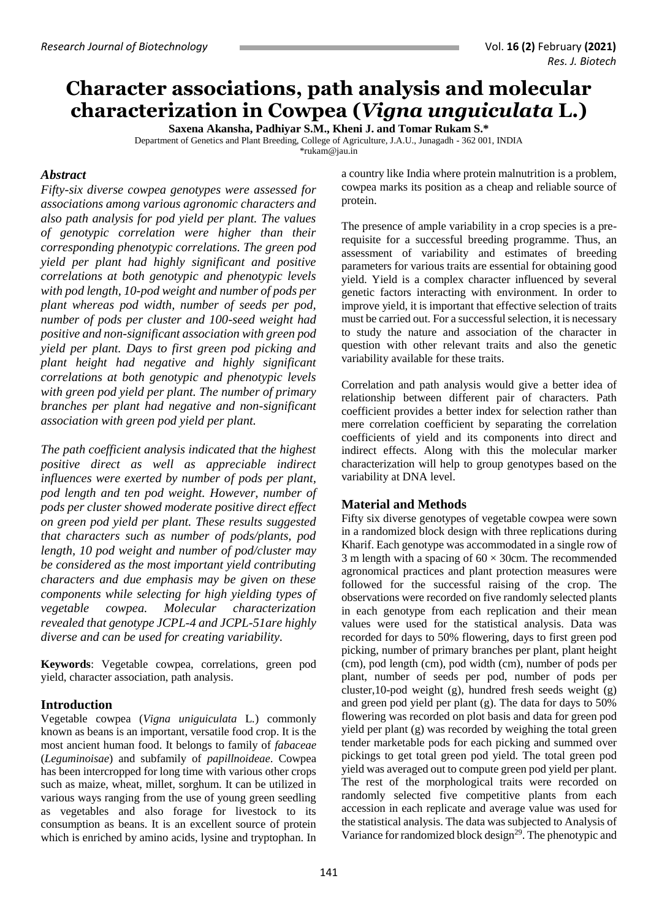# Character associations, path analysis and molecular characterization in Cowpea (*Vigna unguiculata* L.)

**Saxena Akansha, Padhiyar S.M., Kheni J. and Tomar Rukam S.***

Department of Genetics and Plant Breeding, College of Agriculture, J.A.U., Junagadh - 362 001, INDIA

*rukam@jau.in

## *Abstract*

*Fifty-six diverse cowpea genotypes were assessed for associations among various agronomic characters and also path analysis for pod yield per plant. The values of genotypic correlation were higher than their corresponding phenotypic correlations. The green pod yield per plant had highly significant and positive correlations at both genotypic and phenotypic levels with pod length, 10-pod weight and number of pods per plant whereas pod width, number of seeds per pod, number of pods per cluster and 100-seed weight had positive and non-significant association with green pod yield per plant. Days to first green pod picking and plant height had negative and highly significant correlations at both genotypic and phenotypic levels with green pod yield per plant. The number of primary branches per plant had negative and non-significant association with green pod yield per plant.*

*The path coefficient analysis indicated that the highest positive direct as well as appreciable indirect influences were exerted by number of pods per plant, pod length and ten pod weight. However, number of pods per cluster showed moderate positive direct effect on green pod yield per plant. These results suggested that characters such as number of pods/plants, pod length, 10 pod weight and number of pod/cluster may be considered as the most important yield contributing characters and due emphasis may be given on these components while selecting for high yielding types of vegetable cowpea. Molecular characterization revealed that genotype JCPL-4 and JCPL-51are highly diverse and can be used for creating variability.*

**Keywords**: Vegetable cowpea, correlations, green pod yield, character association, path analysis.

## Introduction

Vegetable cowpea (*Vigna uniguiculata* L.) commonly known as beans is an important, versatile food crop. It is the most ancient human food. It belongs to family of *fabaceae* (*Leguminoisae*) and subfamily of *papillnoideae*. Cowpea has been intercropped for long time with various other crops such as maize, wheat, millet, sorghum. It can be utilized in various ways ranging from the use of young green seedling as vegetables and also forage for livestock to its consumption as beans. It is an excellent source of protein which is enriched by amino acids, lysine and tryptophan. In a country like India where protein malnutrition is a problem, cowpea marks its position as a cheap and reliable source of protein.

The presence of ample variability in a crop species is a pre-requisite for a successful breeding programme. Thus, an assessment of variability and estimates of breeding parameters for various traits are essential for obtaining good yield. Yield is a complex character influenced by several genetic factors interacting with environment. In order to improve yield, it is important that effective selection of traits must be carried out. For a successful selection, it is necessary to study the nature and association of the character in question with other relevant traits and also the genetic variability available for these traits.

Correlation and path analysis would give a better idea of relationship between different pair of characters. Path coefficient provides a better index for selection rather than mere correlation coefficient by separating the correlation coefficients of yield and its components into direct and indirect effects. Along with this the molecular marker characterization will help to group genotypes based on the variability at DNA level.

## Material and Methods

Fifty six diverse genotypes of vegetable cowpea were sown in a randomized block design with three replications during Kharif. Each genotype was accommodated in a single row of 3 m length with a spacing of $60 \times 30$cm. The recommended agronomical practices and plant protection measures were followed for the successful raising of the crop. The observations were recorded on five randomly selected plants in each genotype from each replication and their mean values were used for the statistical analysis. Data was recorded for days to 50% flowering, days to first green pod picking, number of primary branches per plant, plant height (cm), pod length (cm), pod width (cm), number of pods per plant, number of seeds per pod, number of pods per cluster,10-pod weight (g), hundred fresh seeds weight (g) and green pod yield per plant (g). The data for days to 50% flowering was recorded on plot basis and data for green pod yield per plant (g) was recorded by weighing the total green tender marketable pods for each picking and summed over pickings to get total green pod yield. The total green pod yield was averaged out to compute green pod yield per plant. The rest of the morphological traits were recorded on randomly selected five competitive plants from each accession in each replicate and average value was used for the statistical analysis. The data was subjected to Analysis of Variance for randomized block design[29]. The phenotypic and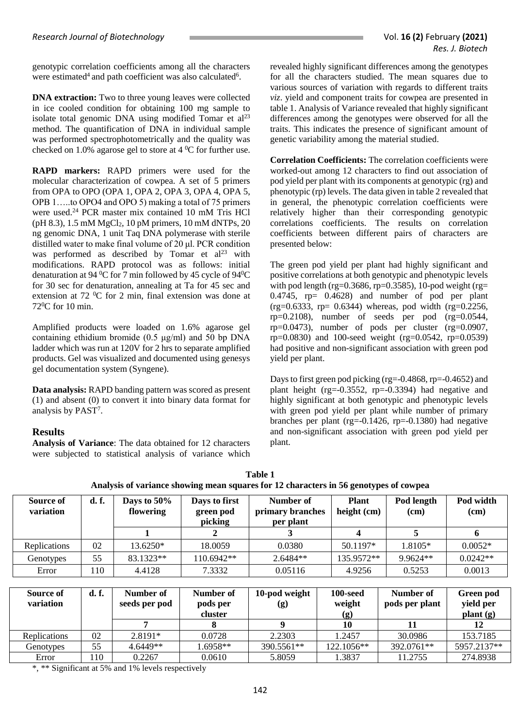genotypic correlation coefficients among all the characters were estimated[4] and path coefficient was also calculated[6].

**DNA extraction:** Two to three young leaves were collected in ice cooled condition for obtaining 100 mg sample to isolate total genomic DNA using modified Tomar et al[23] method. The quantification of DNA in individual sample was performed spectrophotometrically and the quality was checked on 1.0% agarose gel to store at 4 $^0$C for further use.

**RAPD markers:** RAPD primers were used for the molecular characterization of cowpea. A set of 5 primers from OPA to OPO (OPA 1, OPA 2, OPA 3, OPA 4, OPA 5, OPB 1…..to OPO4 and OPO 5) making a total of 75 primers were used.[24] PCR master mix contained 10 mM Tris HCl (pH 8.3), 1.5 mM $MgCl_2$, 10 pM primers, 10 mM dNTPs, 20 ng genomic DNA, 1 unit Taq DNA polymerase with sterile distilled water to make final volume of 20 µl. PCR condition was performed as described by Tomar et al[23] with modifications. RAPD protocol was as follows: initial denaturation at 94 $^0$C for 7 min followed by 45 cycle of 94$^0$C for 30 sec for denaturation, annealing at Ta for 45 sec and extension at 72 $^0$C for 2 min, final extension was done at 72$^0$C for 10 min.

Amplified products were loaded on 1.6% agarose gel containing ethidium bromide (0.5 µg/ml) and 50 bp DNA ladder which was run at 120V for 2 hrs to separate amplified products. Gel was visualized and documented using genesys gel documentation system (Syngene).

**Data analysis:** RAPD banding pattern was scored as present (1) and absent (0) to convert it into binary data format for analysis by PAST[7].

## Results

**Analysis of Variance**: The data obtained for 12 characters were subjected to statistical analysis of variance which revealed highly significant differences among the genotypes for all the characters studied. The mean squares due to various sources of variation with regards to different traits *viz*. yield and component traits for cowpea are presented in table 1. Analysis of Variance revealed that highly significant differences among the genotypes were observed for all the traits. This indicates the presence of significant amount of genetic variability among the material studied.

**Correlation Coefficients:** The correlation coefficients were worked-out among 12 characters to find out association of pod yield per plant with its components at genotypic (rg) and phenotypic (rp) levels. The data given in table 2 revealed that in general, the phenotypic correlation coefficients were relatively higher than their corresponding genotypic correlations coefficients. The results on correlation coefficients between different pairs of characters are presented below:

The green pod yield per plant had highly significant and positive correlations at both genotypic and phenotypic levels with pod length (rg=0.3686, rp=0.3585), 10-pod weight (rg= 0.4745, rp= 0.4628) and number of pod per plant (rg=0.6333, rp= 0.6344) whereas, pod width (rg=0.2256, rp=0.2108), number of seeds per pod (rg=0.0544, rp=0.0473), number of pods per cluster (rg=0.0907, rp=0.0830) and 100-seed weight (rg=0.0542, rp=0.0539) had positive and non-significant association with green pod yield per plant.

Days to first green pod picking (rg=-0.4868, rp=-0.4652) and plant height (rg=-0.3552, rp=-0.3394) had negative and highly significant at both genotypic and phenotypic levels with green pod yield per plant while number of primary branches per plant (rg=-0.1426, rp=-0.1380) had negative and non-significant association with green pod yield per plant.

**Table 1**
**Analysis of variance showing mean squares for 12 characters in 56 genotypes of cowpea**

| Source of variation | d. f. | Days to 50% flowering | Days to first green pod picking | Number of primary branches per plant | Plant height (cm) | Pod length (cm) | Pod width (cm) |
|---|---|---|---|---|---|---|---|
| | | 1 | 2 | 3 | 4 | 5 | 6 |
| Replications | 02 | 13.6250* | 18.0059 | 0.0380 | 50.1197* | 1.8105* | 0.0052* |
| Genotypes | 55 | 83.1323** | 110.6942** | 2.6484** | 135.9572** | 9.9624** | 0.0242** |
| Error | 110 | 4.4128 | 7.3332 | 0.05116 | 4.9256 | 0.5253 | 0.0013 |

| Source of variation | d. f. | Number of seeds per pod | Number of pods per cluster | 10-pod weight (g) | 100-seed weight (g) | Number of pods per plant | Green pod yield per plant (g) |
|---|---|---|---|---|---|---|---|
| | | 7 | 8 | 9 | 10 | 11 | 12 |
| Replications | 02 | 2.8191* | 0.0728 | 2.2303 | 1.2457 | 30.0986 | 153.7185 |
| Genotypes | 55 | 4.6449** | 1.6958** | 390.5561** | 122.1056** | 392.0761** | 5957.2137** |
| Error | 110 | 0.2267 | 0.0610 | 5.8059 | 1.3837 | 11.2755 | 274.8938 |

*, ** Significant at 5% and 1% levels respectively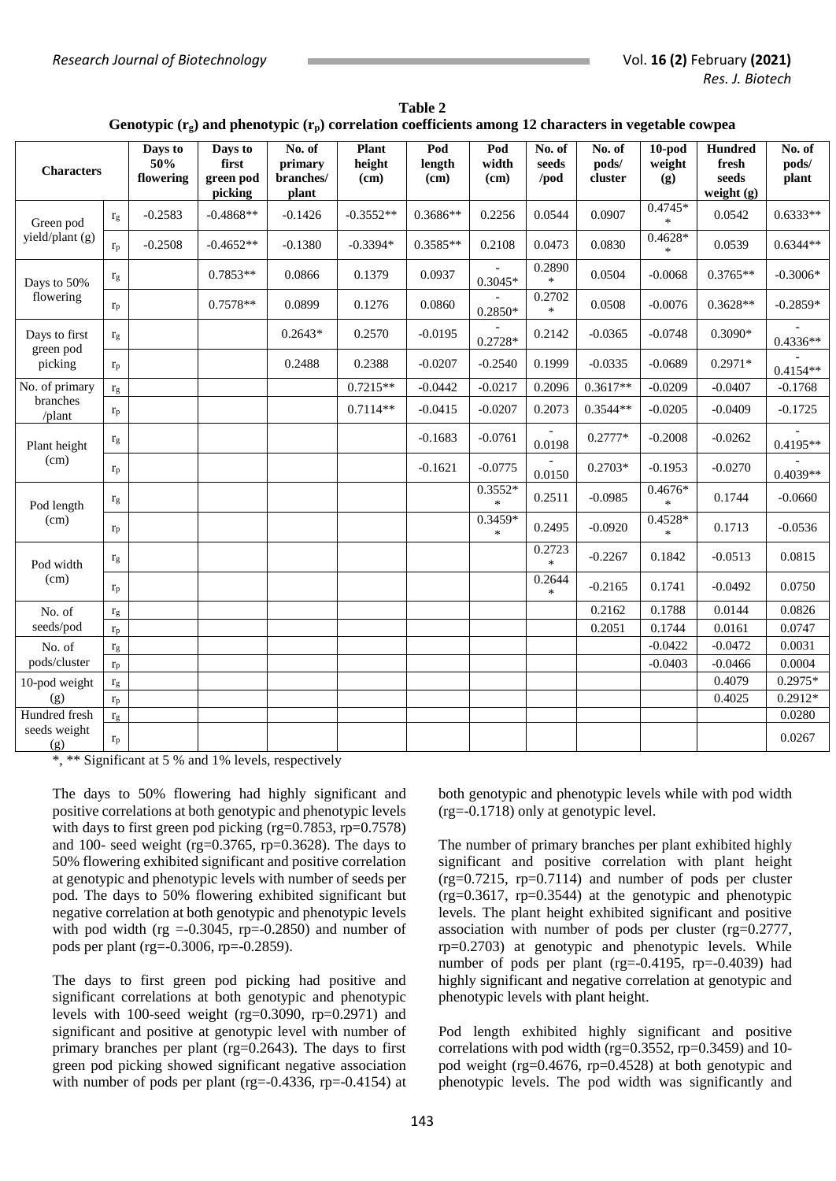**Table 2**
**Genotypic ($r_g$) and phenotypic ($r_p$) correlation coefficients among 12 characters in vegetable cowpea**

| Characters | | Days to 50% flowering | Days to first green pod picking | No. of primary branches/ plant | Plant height (cm) | Pod length (cm) | Pod width (cm) | No. of seeds /pod | No. of pods/ cluster | 10-pod weight (g) | Hundred fresh seeds weight (g) | No. of pods/ plant |
|---|---|---|---|---|---|---|---|---|---|---|---|---|
| Green pod yield/plant (g) | $r_g$ | -0.2583 | -0.4868** | -0.1426 | -0.3552** | 0.3686** | 0.2256 | 0.0544 | 0.0907 | 0.4745** | 0.0542 | 0.6333** |
| | $r_p$ | -0.2508 | -0.4652** | -0.1380 | -0.3394* | 0.3585** | 0.2108 | 0.0473 | 0.0830 | 0.4628** | 0.0539 | 0.6344** |
| Days to 50% flowering | $r_g$ | | 0.7853** | 0.0866 | 0.1379 | 0.0937 | -0.3045* | 0.2890* | 0.0504 | -0.0068 | 0.3765** | -0.3006* |
| | $r_p$ | | 0.7578** | 0.0899 | 0.1276 | 0.0860 | -0.2850* | 0.2702* | 0.0508 | -0.0076 | 0.3628** | -0.2859* |
| Days to first green pod picking | $r_g$ | | | 0.2643* | 0.2570 | -0.0195 | -0.2728* | 0.2142 | -0.0365 | -0.0748 | 0.3090* | -0.4336** |
| | $r_p$ | | | 0.2488 | 0.2388 | -0.0207 | -0.2540 | 0.1999 | -0.0335 | -0.0689 | 0.2971* | -0.4154** |
| No. of primary branches /plant | $r_g$ | | | | 0.7215** | -0.0442 | -0.0217 | 0.2096 | 0.3617** | -0.0209 | -0.0407 | -0.1768 |
| | $r_p$ | | | | 0.7114** | -0.0415 | -0.0207 | 0.2073 | 0.3544** | -0.0205 | -0.0409 | -0.1725 |
| Plant height (cm) | $r_g$ | | | | | -0.1683 | -0.0761 | -0.0198 | 0.2777* | -0.2008 | -0.0262 | -0.4195** |
| | $r_p$ | | | | | -0.1621 | -0.0775 | -0.0150 | 0.2703* | -0.1953 | -0.0270 | -0.4039** |
| Pod length (cm) | $r_g$ | | | | | | 0.3552** | 0.2511 | -0.0985 | 0.4676** | 0.1744 | -0.0660 |
| | $r_p$ | | | | | | 0.3459** | 0.2495 | -0.0920 | 0.4528** | 0.1713 | -0.0536 |
| Pod width (cm) | $r_g$ | | | | | | | 0.2723* | -0.2267 | 0.1842 | -0.0513 | 0.0815 |
| | $r_p$ | | | | | | | 0.2644* | -0.2165 | 0.1741 | -0.0492 | 0.0750 |
| No. of seeds/pod | $r_g$ | | | | | | | | 0.2162 | 0.1788 | 0.0144 | 0.0826 |
| | $r_p$ | | | | | | | | 0.2051 | 0.1744 | 0.0161 | 0.0747 |
| No. of pods/cluster | $r_g$ | | | | | | | | | -0.0422 | -0.0472 | 0.0031 |
| | $r_p$ | | | | | | | | | -0.0403 | -0.0466 | 0.0004 |
| 10-pod weight (g) | $r_g$ | | | | | | | | | | 0.4079 | 0.2975* |
| | $r_p$ | | | | | | | | | | 0.4025 | 0.2912* |
| Hundred fresh seeds weight (g) | $r_g$ | | | | | | | | | | | 0.0280 |
| | $r_p$ | | | | | | | | | | | 0.0267 |

*, ** Significant at 5 % and 1% levels, respectively

The days to 50% flowering had highly significant and positive correlations at both genotypic and phenotypic levels with days to first green pod picking (rg=0.7853, rp=0.7578) and 100- seed weight (rg=0.3765, rp=0.3628). The days to 50% flowering exhibited significant and positive correlation at genotypic and phenotypic levels with number of seeds per pod. The days to 50% flowering exhibited significant but negative correlation at both genotypic and phenotypic levels with pod width (rg =-0.3045, rp=-0.2850) and number of pods per plant (rg=-0.3006, rp=-0.2859).

The days to first green pod picking had positive and significant correlations at both genotypic and phenotypic levels with 100-seed weight (rg=0.3090, rp=0.2971) and significant and positive at genotypic level with number of primary branches per plant (rg=0.2643). The days to first green pod picking showed significant negative association with number of pods per plant (rg=-0.4336, rp=-0.4154) at both genotypic and phenotypic levels while with pod width (rg=-0.1718) only at genotypic level.

The number of primary branches per plant exhibited highly significant and positive correlation with plant height (rg=0.7215, rp=0.7114) and number of pods per cluster (rg=0.3617, rp=0.3544) at the genotypic and phenotypic levels. The plant height exhibited significant and positive association with number of pods per cluster (rg=0.2777, rp=0.2703) at genotypic and phenotypic levels. While number of pods per plant (rg=-0.4195, rp=-0.4039) had highly significant and negative correlation at genotypic and phenotypic levels with plant height.

Pod length exhibited highly significant and positive correlations with pod width (rg=0.3552, rp=0.3459) and 10-pod weight (rg=0.4676, rp=0.4528) at both genotypic and phenotypic levels. The pod width was significantly and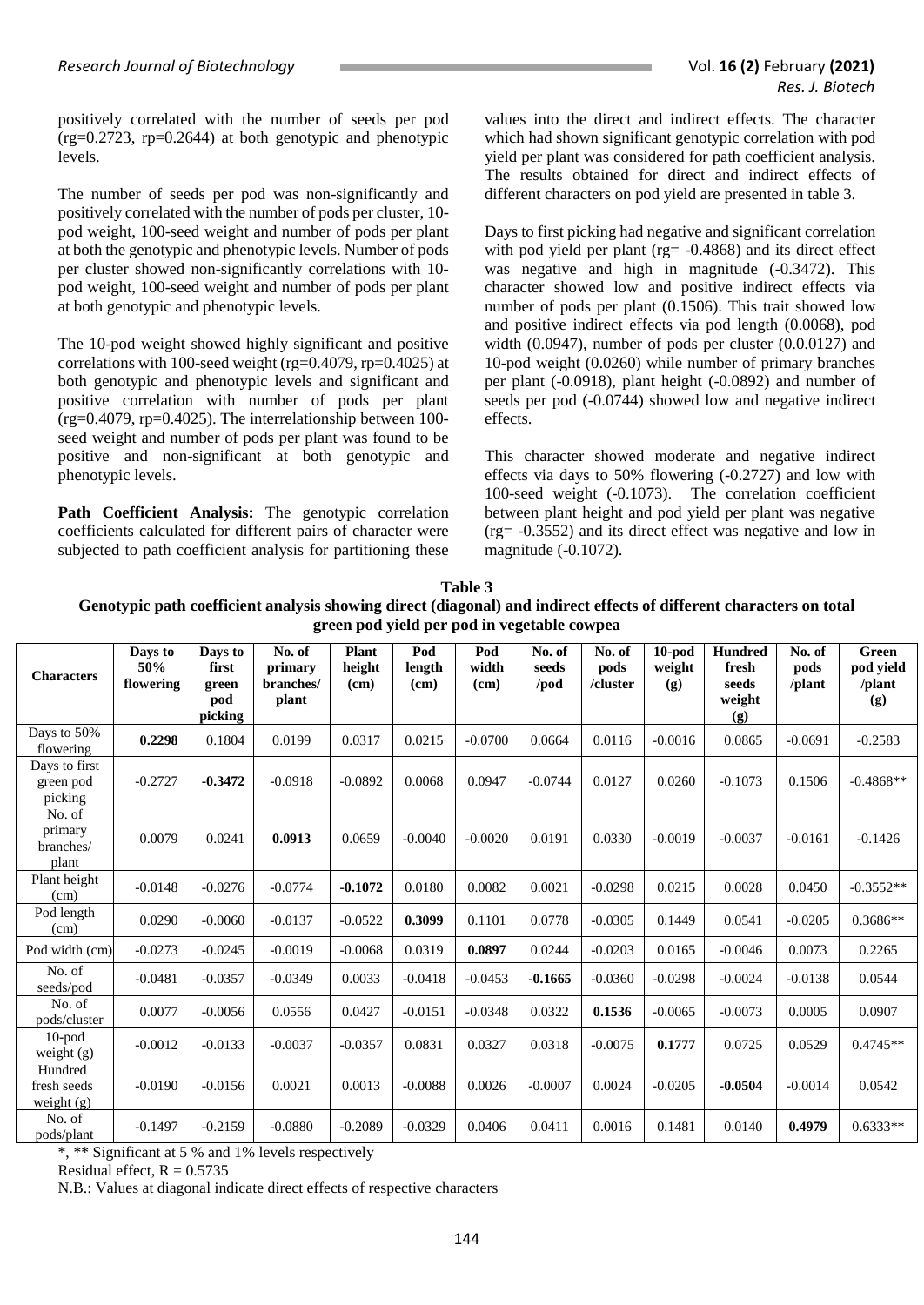positively correlated with the number of seeds per pod (rg=0.2723, rp=0.2644) at both genotypic and phenotypic levels.

The number of seeds per pod was non-significantly and positively correlated with the number of pods per cluster, 10-pod weight, 100-seed weight and number of pods per plant at both the genotypic and phenotypic levels. Number of pods per cluster showed non-significantly correlations with 10-pod weight, 100-seed weight and number of pods per plant at both genotypic and phenotypic levels.

The 10-pod weight showed highly significant and positive correlations with 100-seed weight (rg=0.4079, rp=0.4025) at both genotypic and phenotypic levels and significant and positive correlation with number of pods per plant (rg=0.4079, rp=0.4025). The interrelationship between 100-seed weight and number of pods per plant was found to be positive and non-significant at both genotypic and phenotypic levels.

**Path Coefficient Analysis:** The genotypic correlation coefficients calculated for different pairs of character were subjected to path coefficient analysis for partitioning these values into the direct and indirect effects. The character which had shown significant genotypic correlation with pod yield per plant was considered for path coefficient analysis. The results obtained for direct and indirect effects of different characters on pod yield are presented in table 3.

Days to first picking had negative and significant correlation with pod yield per plant (rg= -0.4868) and its direct effect was negative and high in magnitude (-0.3472). This character showed low and positive indirect effects via number of pods per plant (0.1506). This trait showed low and positive indirect effects via pod length (0.0068), pod width (0.0947), number of pods per cluster (0.0.0127) and 10-pod weight (0.0260) while number of primary branches per plant (-0.0918), plant height (-0.0892) and number of seeds per pod (-0.0744) showed low and negative indirect effects.

This character showed moderate and negative indirect effects via days to 50% flowering (-0.2727) and low with 100-seed weight (-0.1073). The correlation coefficient between plant height and pod yield per plant was negative (rg= -0.3552) and its direct effect was negative and low in magnitude (-0.1072).

**Table 3**
**Genotypic path coefficient analysis showing direct (diagonal) and indirect effects of different characters on total green pod yield per pod in vegetable cowpea**

| Characters | Days to 50% flowering | Days to first green pod picking | No. of primary branches/ plant | Plant height (cm) | Pod length (cm) | Pod width (cm) | No. of seeds /pod | No. of pods /cluster | 10-pod weight (g) | Hundred fresh seeds weight (g) | No. of pods /plant | Green pod yield /plant (g) |
|---|---|---|---|---|---|---|---|---|---|---|---|---|
| Days to 50% flowering | **0.2298** | 0.1804 | 0.0199 | 0.0317 | 0.0215 | -0.0700 | 0.0664 | 0.0116 | -0.0016 | 0.0865 | -0.0691 | -0.2583 |
| Days to first green pod picking | -0.2727 | **-0.3472** | -0.0918 | -0.0892 | 0.0068 | 0.0947 | -0.0744 | 0.0127 | 0.0260 | -0.1073 | 0.1506 | -0.4868** |
| No. of primary branches/ plant | 0.0079 | 0.0241 | **0.0913** | 0.0659 | -0.0040 | -0.0020 | 0.0191 | 0.0330 | -0.0019 | -0.0037 | -0.0161 | -0.1426 |
| Plant height (cm) | -0.0148 | -0.0276 | -0.0774 | **-0.1072** | 0.0180 | 0.0082 | 0.0021 | -0.0298 | 0.0215 | 0.0028 | 0.0450 | -0.3552** |
| Pod length (cm) | 0.0290 | -0.0060 | -0.0137 | -0.0522 | **0.3099** | 0.1101 | 0.0778 | -0.0305 | 0.1449 | 0.0541 | -0.0205 | 0.3686** |
| Pod width (cm) | -0.0273 | -0.0245 | -0.0019 | -0.0068 | 0.0319 | **0.0897** | 0.0244 | -0.0203 | 0.0165 | -0.0046 | 0.0073 | 0.2265 |
| No. of seeds/pod | -0.0481 | -0.0357 | -0.0349 | 0.0033 | -0.0418 | -0.0453 | **-0.1665** | -0.0360 | -0.0298 | -0.0024 | -0.0138 | 0.0544 |
| No. of pods/cluster | 0.0077 | -0.0056 | 0.0556 | 0.0427 | -0.0151 | -0.0348 | 0.0322 | **0.1536** | -0.0065 | -0.0073 | 0.0005 | 0.0907 |
| 10-pod weight (g) | -0.0012 | -0.0133 | -0.0037 | -0.0357 | 0.0831 | 0.0327 | 0.0318 | -0.0075 | **0.1777** | 0.0725 | 0.0529 | 0.4745** |
| Hundred fresh seeds weight (g) | -0.0190 | -0.0156 | 0.0021 | 0.0013 | -0.0088 | 0.0026 | -0.0007 | 0.0024 | -0.0205 | **-0.0504** | -0.0014 | 0.0542 |
| No. of pods/plant | -0.1497 | -0.2159 | -0.0880 | -0.2089 | -0.0329 | 0.0406 | 0.0411 | 0.0016 | 0.1481 | 0.0140 | **0.4979** | 0.6333** |

*, ** Significant at 5 % and 1% levels respectively

Residual effect, R = 0.5735

N.B.: Values at diagonal indicate direct effects of respective characters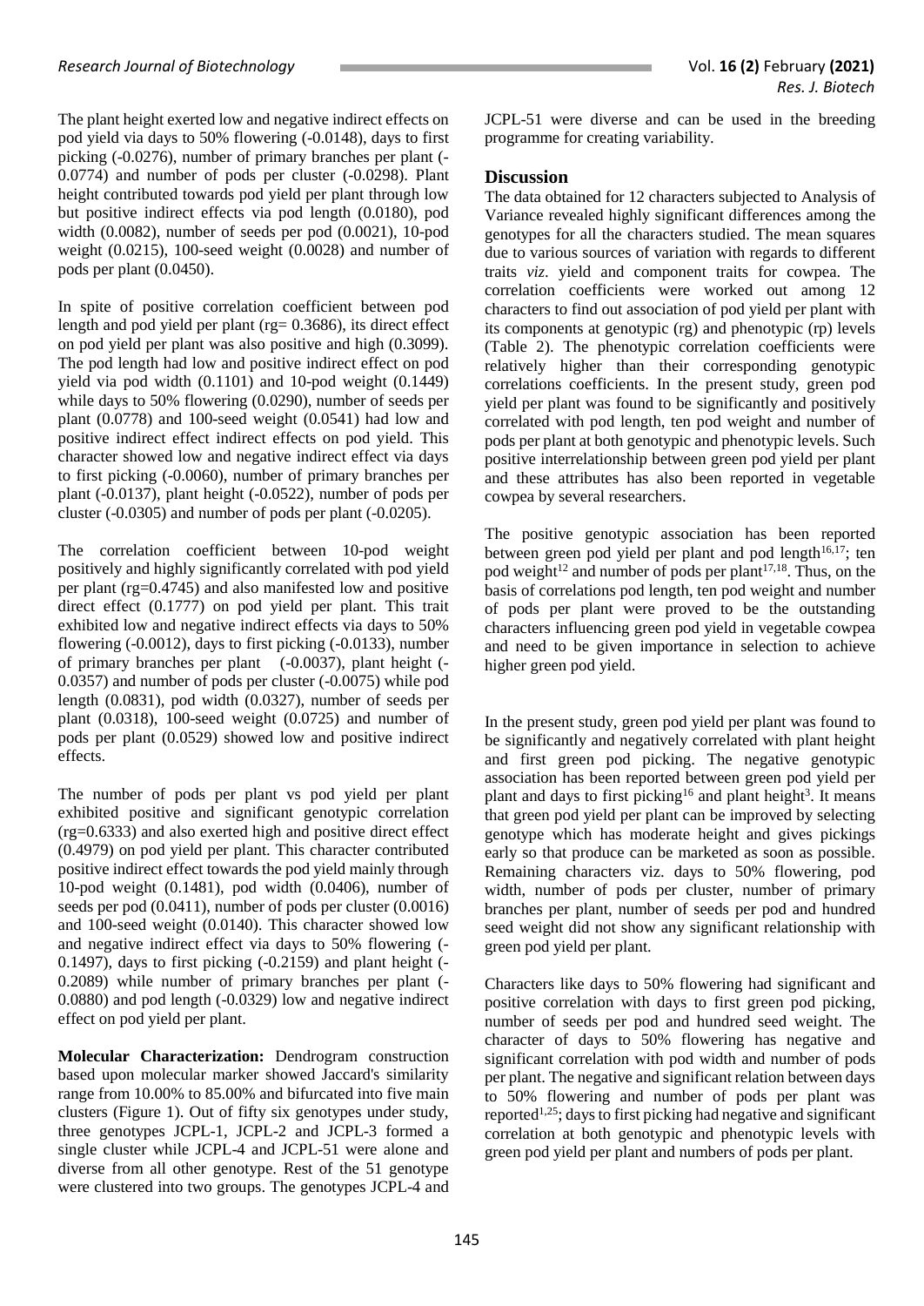The plant height exerted low and negative indirect effects on pod yield via days to 50% flowering (-0.0148), days to first picking (-0.0276), number of primary branches per plant (-0.0774) and number of pods per cluster (-0.0298). Plant height contributed towards pod yield per plant through low but positive indirect effects via pod length (0.0180), pod width (0.0082), number of seeds per pod (0.0021), 10-pod weight (0.0215), 100-seed weight (0.0028) and number of pods per plant (0.0450).

In spite of positive correlation coefficient between pod length and pod yield per plant (rg= 0.3686), its direct effect on pod yield per plant was also positive and high (0.3099). The pod length had low and positive indirect effect on pod yield via pod width (0.1101) and 10-pod weight (0.1449) while days to 50% flowering (0.0290), number of seeds per plant (0.0778) and 100-seed weight (0.0541) had low and positive indirect effect indirect effects on pod yield. This character showed low and negative indirect effect via days to first picking (-0.0060), number of primary branches per plant (-0.0137), plant height (-0.0522), number of pods per cluster (-0.0305) and number of pods per plant (-0.0205).

The correlation coefficient between 10-pod weight positively and highly significantly correlated with pod yield per plant (rg=0.4745) and also manifested low and positive direct effect (0.1777) on pod yield per plant. This trait exhibited low and negative indirect effects via days to 50% flowering (-0.0012), days to first picking (-0.0133), number of primary branches per plant (-0.0037), plant height (-0.0357) and number of pods per cluster (-0.0075) while pod length (0.0831), pod width (0.0327), number of seeds per plant (0.0318), 100-seed weight (0.0725) and number of pods per plant (0.0529) showed low and positive indirect effects.

The number of pods per plant vs pod yield per plant exhibited positive and significant genotypic correlation (rg=0.6333) and also exerted high and positive direct effect (0.4979) on pod yield per plant. This character contributed positive indirect effect towards the pod yield mainly through 10-pod weight (0.1481), pod width (0.0406), number of seeds per pod (0.0411), number of pods per cluster (0.0016) and 100-seed weight (0.0140). This character showed low and negative indirect effect via days to 50% flowering (-0.1497), days to first picking (-0.2159) and plant height (-0.2089) while number of primary branches per plant (-0.0880) and pod length (-0.0329) low and negative indirect effect on pod yield per plant.

**Molecular Characterization:** Dendrogram construction based upon molecular marker showed Jaccard's similarity range from 10.00% to 85.00% and bifurcated into five main clusters (Figure 1). Out of fifty six genotypes under study, three genotypes JCPL-1, JCPL-2 and JCPL-3 formed a single cluster while JCPL-4 and JCPL-51 were alone and diverse from all other genotype. Rest of the 51 genotype were clustered into two groups. The genotypes JCPL-4 and JCPL-51 were diverse and can be used in the breeding programme for creating variability.

## Discussion

The data obtained for 12 characters subjected to Analysis of Variance revealed highly significant differences among the genotypes for all the characters studied. The mean squares due to various sources of variation with regards to different traits *viz*. yield and component traits for cowpea. The correlation coefficients were worked out among 12 characters to find out association of pod yield per plant with its components at genotypic (rg) and phenotypic (rp) levels (Table 2). The phenotypic correlation coefficients were relatively higher than their corresponding genotypic correlations coefficients. In the present study, green pod yield per plant was found to be significantly and positively correlated with pod length, ten pod weight and number of pods per plant at both genotypic and phenotypic levels. Such positive interrelationship between green pod yield per plant and these attributes has also been reported in vegetable cowpea by several researchers.

The positive genotypic association has been reported between green pod yield per plant and pod length[16,17]; ten pod weight[12] and number of pods per plant[17,18]. Thus, on the basis of correlations pod length, ten pod weight and number of pods per plant were proved to be the outstanding characters influencing green pod yield in vegetable cowpea and need to be given importance in selection to achieve higher green pod yield.

In the present study, green pod yield per plant was found to be significantly and negatively correlated with plant height and first green pod picking. The negative genotypic association has been reported between green pod yield per plant and days to first picking[16] and plant height[3]. It means that green pod yield per plant can be improved by selecting genotype which has moderate height and gives pickings early so that produce can be marketed as soon as possible. Remaining characters viz. days to 50% flowering, pod width, number of pods per cluster, number of primary branches per plant, number of seeds per pod and hundred seed weight did not show any significant relationship with green pod yield per plant.

Characters like days to 50% flowering had significant and positive correlation with days to first green pod picking, number of seeds per pod and hundred seed weight. The character of days to 50% flowering has negative and significant correlation with pod width and number of pods per plant. The negative and significant relation between days to 50% flowering and number of pods per plant was reported[1,25]; days to first picking had negative and significant correlation at both genotypic and phenotypic levels with green pod yield per plant and numbers of pods per plant.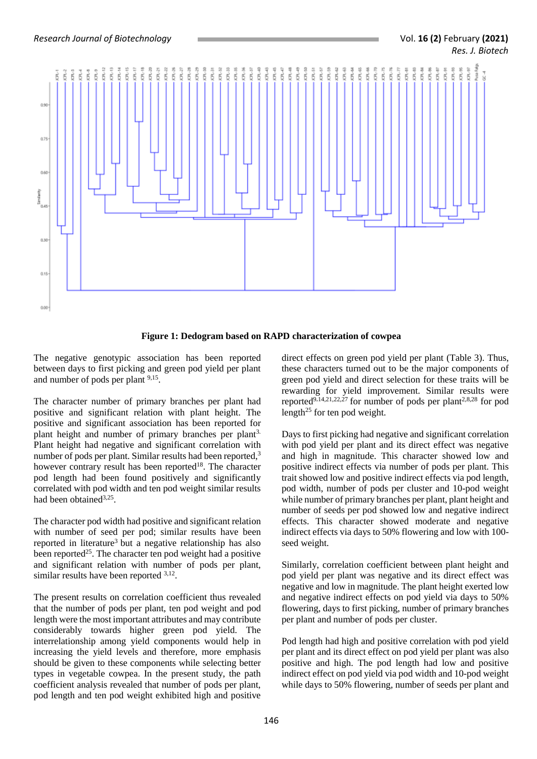Figure 1: Dedogram based on RAPD characterization of cowpea

The negative genotypic association has been reported between days to first picking and green pod yield per plant and number of pods per plant [9,15].

The character number of primary branches per plant had positive and significant relation with plant height. The positive and significant association has been reported for plant height and number of primary branches per plant[3]. Plant height had negative and significant correlation with number of pods per plant. Similar results had been reported,[3] however contrary result has been reported[18]. The character pod length had been found positively and significantly correlated with pod width and ten pod weight similar results had been obtained[3,25].

The character pod width had positive and significant relation with number of seed per pod; similar results have been reported in literature[3] but a negative relationship has also been reported[25]. The character ten pod weight had a positive and significant relation with number of pods per plant, similar results have been reported [3,12].

The present results on correlation coefficient thus revealed that the number of pods per plant, ten pod weight and pod length were the most important attributes and may contribute considerably towards higher green pod yield. The interrelationship among yield components would help in increasing the yield levels and therefore, more emphasis should be given to these components while selecting better types in vegetable cowpea. In the present study, the path coefficient analysis revealed that number of pods per plant, pod length and ten pod weight exhibited high and positive direct effects on green pod yield per plant (Table 3). Thus, these characters turned out to be the major components of green pod yield and direct selection for these traits will be rewarding for yield improvement. Similar results were reported[9,14,21,22,27] for number of pods per plant[2,8,28] for pod length[25] for ten pod weight.

Days to first picking had negative and significant correlation with pod yield per plant and its direct effect was negative and high in magnitude. This character showed low and positive indirect effects via number of pods per plant. This trait showed low and positive indirect effects via pod length, pod width, number of pods per cluster and 10-pod weight while number of primary branches per plant, plant height and number of seeds per pod showed low and negative indirect effects. This character showed moderate and negative indirect effects via days to 50% flowering and low with 100-seed weight.

Similarly, correlation coefficient between plant height and pod yield per plant was negative and its direct effect was negative and low in magnitude. The plant height exerted low and negative indirect effects on pod yield via days to 50% flowering, days to first picking, number of primary branches per plant and number of pods per cluster.

Pod length had high and positive correlation with pod yield per plant and its direct effect on pod yield per plant was also positive and high. The pod length had low and positive indirect effect on pod yield via pod width and 10-pod weight while days to 50% flowering, number of seeds per plant and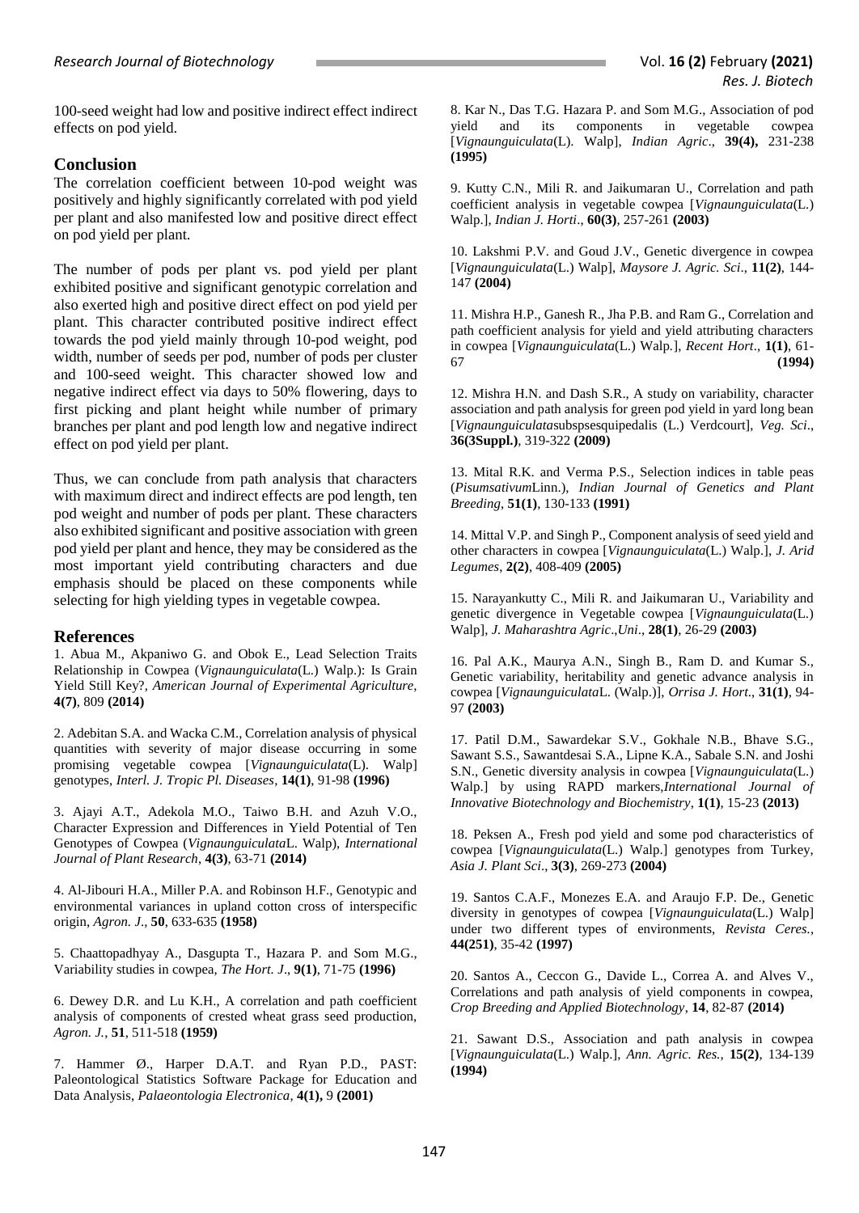100-seed weight had low and positive indirect effect indirect effects on pod yield.

## Conclusion

The correlation coefficient between 10-pod weight was positively and highly significantly correlated with pod yield per plant and also manifested low and positive direct effect on pod yield per plant.

The number of pods per plant vs. pod yield per plant exhibited positive and significant genotypic correlation and also exerted high and positive direct effect on pod yield per plant. This character contributed positive indirect effect towards the pod yield mainly through 10-pod weight, pod width, number of seeds per pod, number of pods per cluster and 100-seed weight. This character showed low and negative indirect effect via days to 50% flowering, days to first picking and plant height while number of primary branches per plant and pod length low and negative indirect effect on pod yield per plant.

Thus, we can conclude from path analysis that characters with maximum direct and indirect effects are pod length, ten pod weight and number of pods per plant. These characters also exhibited significant and positive association with green pod yield per plant and hence, they may be considered as the most important yield contributing characters and due emphasis should be placed on these components while selecting for high yielding types in vegetable cowpea.

## References

1. Abua M., Akpaniwo G. and Obok E., Lead Selection Traits Relationship in Cowpea (*Vignaunguiculata*(L.) Walp.): Is Grain Yield Still Key?, *American Journal of Experimental Agriculture*, **4(7)**, 809 **(2014)**

2. Adebitan S.A. and Wacka C.M., Correlation analysis of physical quantities with severity of major disease occurring in some promising vegetable cowpea [*Vignaunguiculata*(L). Walp] genotypes, *Interl. J. Tropic Pl. Diseases*, **14(1)**, 91-98 **(1996)**

3. Ajayi A.T., Adekola M.O., Taiwo B.H. and Azuh V.O., Character Expression and Differences in Yield Potential of Ten Genotypes of Cowpea (*Vignaunguiculata*L. Walp), *International Journal of Plant Research*, **4(3)**, 63-71 **(2014)**

4. Al-Jibouri H.A., Miller P.A. and Robinson H.F., Genotypic and environmental variances in upland cotton cross of interspecific origin, *Agron. J*., **50**, 633-635 **(1958)**

5. Chaattopadhyay A., Dasgupta T., Hazara P. and Som M.G., Variability studies in cowpea, *The Hort. J*., **9(1)**, 71-75 **(1996)**

6. Dewey D.R. and Lu K.H., A correlation and path coefficient analysis of components of crested wheat grass seed production, *Agron. J.*, **51**, 511-518 **(1959)**

7. Hammer Ø., Harper D.A.T. and Ryan P.D., PAST: Paleontological Statistics Software Package for Education and Data Analysis, *Palaeontologia Electronica*, **4(1),** 9 **(2001)**

8. Kar N., Das T.G. Hazara P. and Som M.G., Association of pod yield and its components in vegetable cowpea [*Vignaunguiculata*(L). Walp], *Indian Agric*., **39(4),** 231-238 **(1995)**

9. Kutty C.N., Mili R. and Jaikumaran U., Correlation and path coefficient analysis in vegetable cowpea [*Vignaunguiculata*(L.) Walp.], *Indian J. Horti*., **60(3)**, 257-261 **(2003)**

10. Lakshmi P.V. and Goud J.V., Genetic divergence in cowpea [*Vignaunguiculata*(L.) Walp], *Maysore J. Agric. Sci*., **11(2)**, 144-147 **(2004)**

11. Mishra H.P., Ganesh R., Jha P.B. and Ram G., Correlation and path coefficient analysis for yield and yield attributing characters in cowpea [*Vignaunguiculata*(L.) Walp.], *Recent Hort*., **1(1)**, 61-67 **(1994)**

12. Mishra H.N. and Dash S.R., A study on variability, character association and path analysis for green pod yield in yard long bean [*Vignaunguiculata*subspsesquipedalis (L.) Verdcourt], *Veg. Sci*., **36(3Suppl.)**, 319-322 **(2009)**

13. Mital R.K. and Verma P.S., Selection indices in table peas (*Pisumsativum*Linn.), *Indian Journal of Genetics and Plant Breeding*, **51(1)**, 130-133 **(1991)**

14. Mittal V.P. and Singh P., Component analysis of seed yield and other characters in cowpea [*Vignaunguiculata*(L.) Walp.], *J. Arid Legumes*, **2(2)**, 408-409 **(2005)**

15. Narayankutty C., Mili R. and Jaikumaran U., Variability and genetic divergence in Vegetable cowpea [*Vignaunguiculata*(L.) Walp], *J. Maharashtra Agric*.,*Uni*., **28(1)**, 26-29 **(2003)**

16. Pal A.K., Maurya A.N., Singh B., Ram D. and Kumar S., Genetic variability, heritability and genetic advance analysis in cowpea [*Vignaunguiculata*L. (Walp.)], *Orrisa J. Hort*., **31(1)**, 94-97 **(2003)**

17. Patil D.M., Sawardekar S.V., Gokhale N.B., Bhave S.G., Sawant S.S., Sawantdesai S.A., Lipne K.A., Sabale S.N. and Joshi S.N., Genetic diversity analysis in cowpea [*Vignaunguiculata*(L.) Walp.] by using RAPD markers,*International Journal of Innovative Biotechnology and Biochemistry*, **1(1)**, 15-23 **(2013)**

18. Peksen A., Fresh pod yield and some pod characteristics of cowpea [*Vignaunguiculata*(L.) Walp.] genotypes from Turkey, *Asia J. Plant Sci*., **3(3)**, 269-273 **(2004)**

19. Santos C.A.F., Monezes E.A. and Araujo F.P. De., Genetic diversity in genotypes of cowpea [*Vignaunguiculata*(L.) Walp] under two different types of environments, *Revista Ceres.*, **44(251)**, 35-42 **(1997)**

20. Santos A., Ceccon G., Davide L., Correa A. and Alves V., Correlations and path analysis of yield components in cowpea, *Crop Breeding and Applied Biotechnology*, **14**, 82-87 **(2014)**

21. Sawant D.S., Association and path analysis in cowpea [*Vignaunguiculata*(L.) Walp.], *Ann. Agric. Res.*, **15(2)**, 134-139 **(1994)**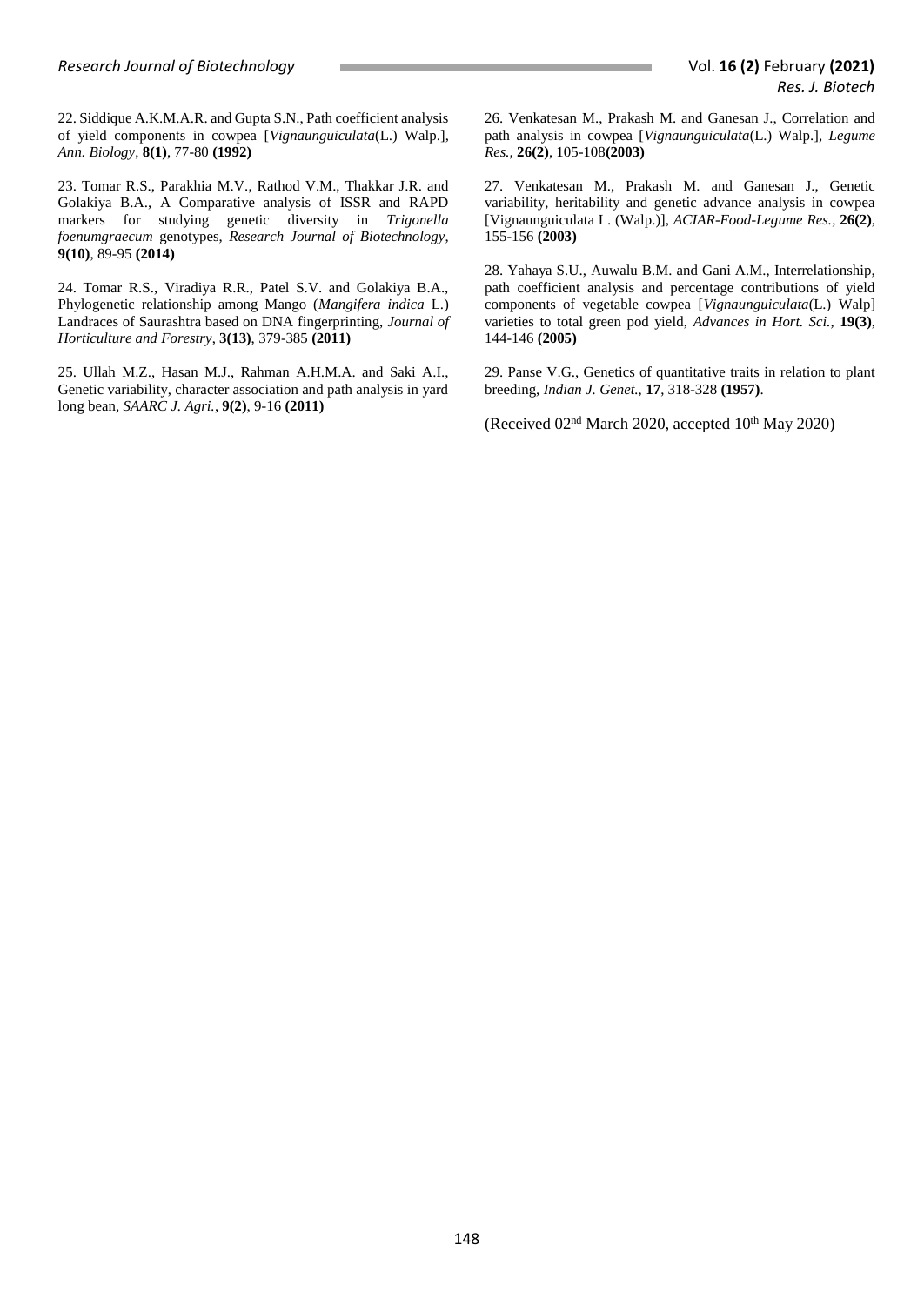22. Siddique A.K.M.A.R. and Gupta S.N., Path coefficient analysis of yield components in cowpea [*Vignaunguiculata*(L.) Walp.], *Ann. Biology*, **8(1)**, 77-80 **(1992)**

23. Tomar R.S., Parakhia M.V., Rathod V.M., Thakkar J.R. and Golakiya B.A., A Comparative analysis of ISSR and RAPD markers for studying genetic diversity in *Trigonella foenumgraecum* genotypes, *Research Journal of Biotechnology*, **9(10)**, 89-95 **(2014)**

24. Tomar R.S., Viradiya R.R., Patel S.V. and Golakiya B.A., Phylogenetic relationship among Mango (*Mangifera indica* L.) Landraces of Saurashtra based on DNA fingerprinting, *Journal of Horticulture and Forestry*, **3(13)**, 379-385 **(2011)**

25. Ullah M.Z., Hasan M.J., Rahman A.H.M.A. and Saki A.I., Genetic variability, character association and path analysis in yard long bean, *SAARC J. Agri.*, **9(2)**, 9-16 **(2011)**

26. Venkatesan M., Prakash M. and Ganesan J., Correlation and path analysis in cowpea [*Vignaunguiculata*(L.) Walp.], *Legume Res.*, **26(2)**, 105-108**(2003)**

27. Venkatesan M., Prakash M. and Ganesan J., Genetic variability, heritability and genetic advance analysis in cowpea [Vignaunguiculata L. (Walp.)], *ACIAR-Food-Legume Res.*, **26(2)**, 155-156 **(2003)**

28. Yahaya S.U., Auwalu B.M. and Gani A.M., Interrelationship, path coefficient analysis and percentage contributions of yield components of vegetable cowpea [*Vignaunguiculata*(L.) Walp] varieties to total green pod yield, *Advances in Hort. Sci.*, **19(3)**, 144-146 **(2005)**

29. Panse V.G., Genetics of quantitative traits in relation to plant breeding, *Indian J. Genet.*, **17**, 318-328 **(1957)**.

(Received 02nd March 2020, accepted 10th May 2020)